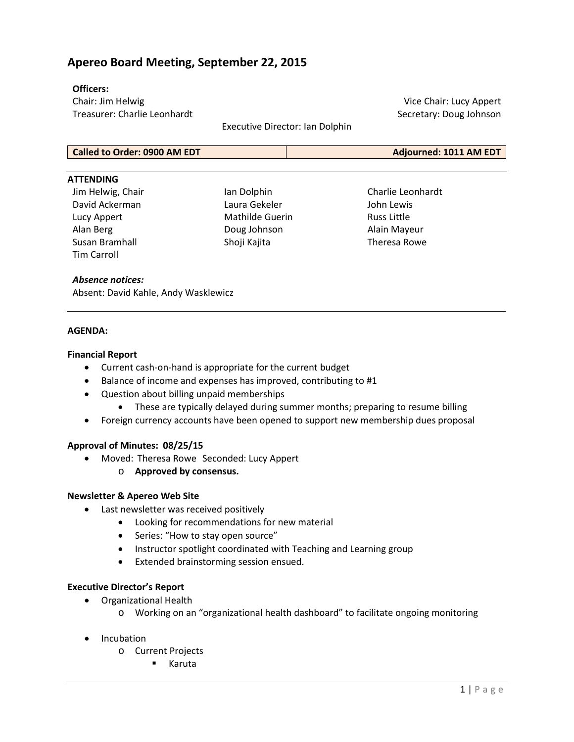# Apereo Board Meeting, September 22, 2015

**Officers:**

Chair: Jim Helwig
Vice Chair: Lucy Appert
Treasurer: Charlie Leonhardt
Secretary: Doug Johnson
Executive Director: Ian Dolphin

| Called to Order: 0900 AM EDT | Adjourned: 1011 AM EDT |
|---|---|

**ATTENDING**

Jim Helwig, Chair
David Ackerman
Lucy Appert
Alan Berg
Susan Bramhall
Tim Carroll
Ian Dolphin
Laura Gekeler
Mathilde Guerin
Doug Johnson
Shoji Kajita
Charlie Leonhardt
John Lewis
Russ Little
Alain Mayeur
Theresa Rowe

***Absence notices:***

Absent: David Kahle, Andy Wasklewicz

---

**AGENDA:**

**Financial Report**

- Current cash-on-hand is appropriate for the current budget
- Balance of income and expenses has improved, contributing to #1
- Question about billing unpaid memberships
  - These are typically delayed during summer months; preparing to resume billing
- Foreign currency accounts have been opened to support new membership dues proposal

**Approval of Minutes: 08/25/15**

- Moved: Theresa Rowe Seconded: Lucy Appert
  - **Approved by consensus.**

**Newsletter & Apereo Web Site**

- Last newsletter was received positively
  - Looking for recommendations for new material
  - Series: "How to stay open source"
  - Instructor spotlight coordinated with Teaching and Learning group
  - Extended brainstorming session ensued.

**Executive Director's Report**

- Organizational Health
  - Working on an "organizational health dashboard" to facilitate ongoing monitoring
- Incubation
  - Current Projects
    - Karuta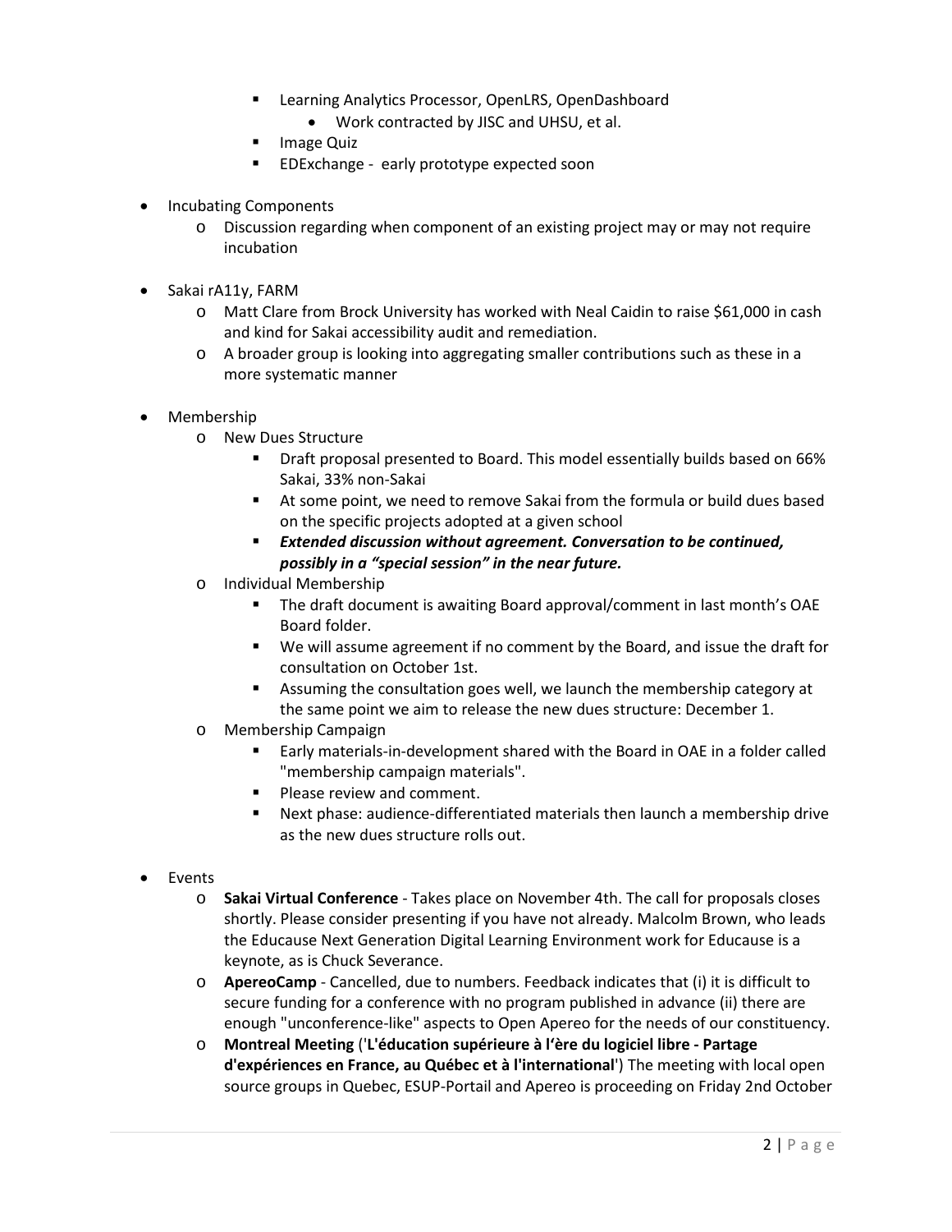- Learning Analytics Processor, OpenLRS, OpenDashboard
            - Work contracted by JISC and UHSU, et al.
        - Image Quiz
        - EDExchange - early prototype expected soon

- Incubating Components
    - Discussion regarding when component of an existing project may or may not require incubation

- Sakai rA11y, FARM
    - Matt Clare from Brock University has worked with Neal Caidin to raise $61,000 in cash and kind for Sakai accessibility audit and remediation.
    - A broader group is looking into aggregating smaller contributions such as these in a more systematic manner

- Membership
    - New Dues Structure
        - Draft proposal presented to Board. This model essentially builds based on 66% Sakai, 33% non-Sakai
        - At some point, we need to remove Sakai from the formula or build dues based on the specific projects adopted at a given school
        - ***Extended discussion without agreement. Conversation to be continued, possibly in a "special session" in the near future.***
    - Individual Membership
        - The draft document is awaiting Board approval/comment in last month's OAE Board folder.
        - We will assume agreement if no comment by the Board, and issue the draft for consultation on October 1st.
        - Assuming the consultation goes well, we launch the membership category at the same point we aim to release the new dues structure: December 1.
    - Membership Campaign
        - Early materials-in-development shared with the Board in OAE in a folder called "membership campaign materials".
        - Please review and comment.
        - Next phase: audience-differentiated materials then launch a membership drive as the new dues structure rolls out.

- Events
    - **Sakai Virtual Conference** - Takes place on November 4th. The call for proposals closes shortly. Please consider presenting if you have not already. Malcolm Brown, who leads the Educause Next Generation Digital Learning Environment work for Educause is a keynote, as is Chuck Severance.
    - **ApereoCamp** - Cancelled, due to numbers. Feedback indicates that (i) it is difficult to secure funding for a conference with no program published in advance (ii) there are enough "unconference-like" aspects to Open Apereo for the needs of our constituency.
    - **Montreal Meeting** ('**L'éducation supérieure à l'ère du logiciel libre - Partage d'expériences en France, au Québec et à l'international**') The meeting with local open source groups in Quebec, ESUP-Portail and Apereo is proceeding on Friday 2nd October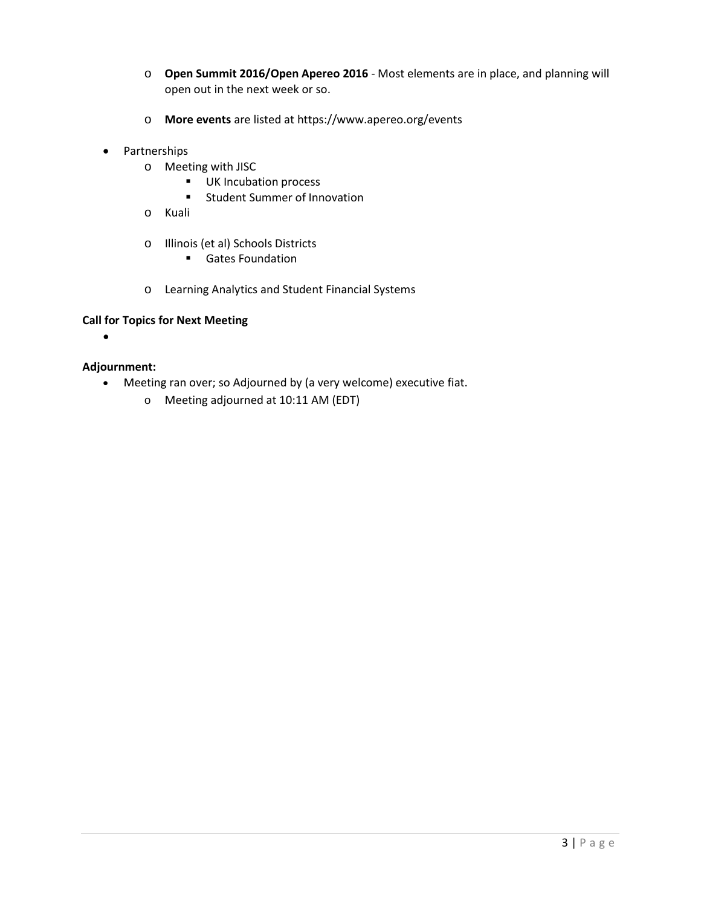- **Open Summit 2016/Open Apereo 2016** - Most elements are in place, and planning will open out in the next week or so.

    - **More events** are listed at https://www.apereo.org/events

- Partnerships
    - Meeting with JISC
        - UK Incubation process
        - Student Summer of Innovation
    - Kuali

    - Illinois (et al) Schools Districts
        - Gates Foundation

    - Learning Analytics and Student Financial Systems

**Call for Topics for Next Meeting**

- 

**Adjournment:**

- Meeting ran over; so Adjourned by (a very welcome) executive fiat.
    - Meeting adjourned at 10:11 AM (EDT)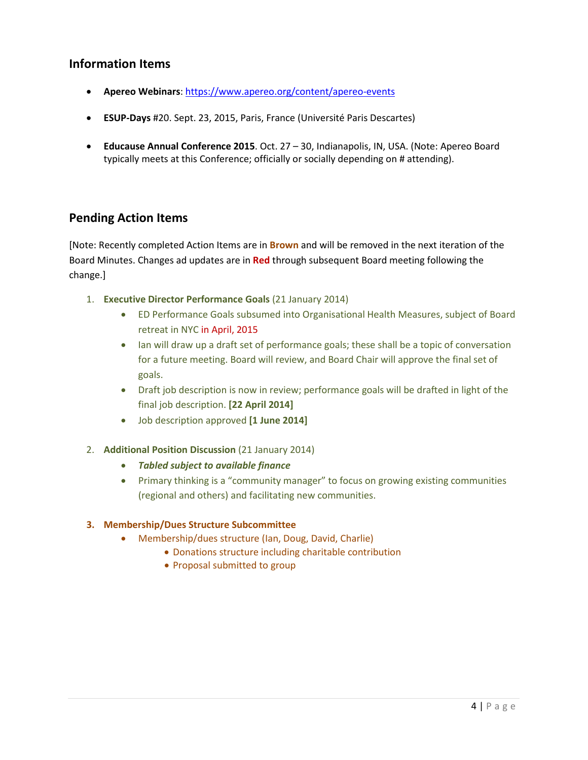## Information Items

- **Apereo Webinars**: https://www.apereo.org/content/apereo-events
- **ESUP-Days** #20. Sept. 23, 2015, Paris, France (Université Paris Descartes)
- **Educause Annual Conference 2015**. Oct. 27 – 30, Indianapolis, IN, USA. (Note: Apereo Board typically meets at this Conference; officially or socially depending on # attending).

## Pending Action Items

[Note: Recently completed Action Items are in **Brown** and will be removed in the next iteration of the Board Minutes. Changes ad updates are in **Red** through subsequent Board meeting following the change.]

1. **Executive Director Performance Goals** (21 January 2014)
   - ED Performance Goals subsumed into Organisational Health Measures, subject of Board retreat in NYC in April, 2015
   - Ian will draw up a draft set of performance goals; these shall be a topic of conversation for a future meeting. Board will review, and Board Chair will approve the final set of goals.
   - Draft job description is now in review; performance goals will be drafted in light of the final job description. **[22 April 2014]**
   - Job description approved **[1 June 2014]**

2. **Additional Position Discussion** (21 January 2014)
   - ***Tabled subject to available finance***
   - Primary thinking is a "community manager" to focus on growing existing communities (regional and others) and facilitating new communities.

3. **Membership/Dues Structure Subcommittee**
   - Membership/dues structure (Ian, Doug, David, Charlie)
     - Donations structure including charitable contribution
     - Proposal submitted to group